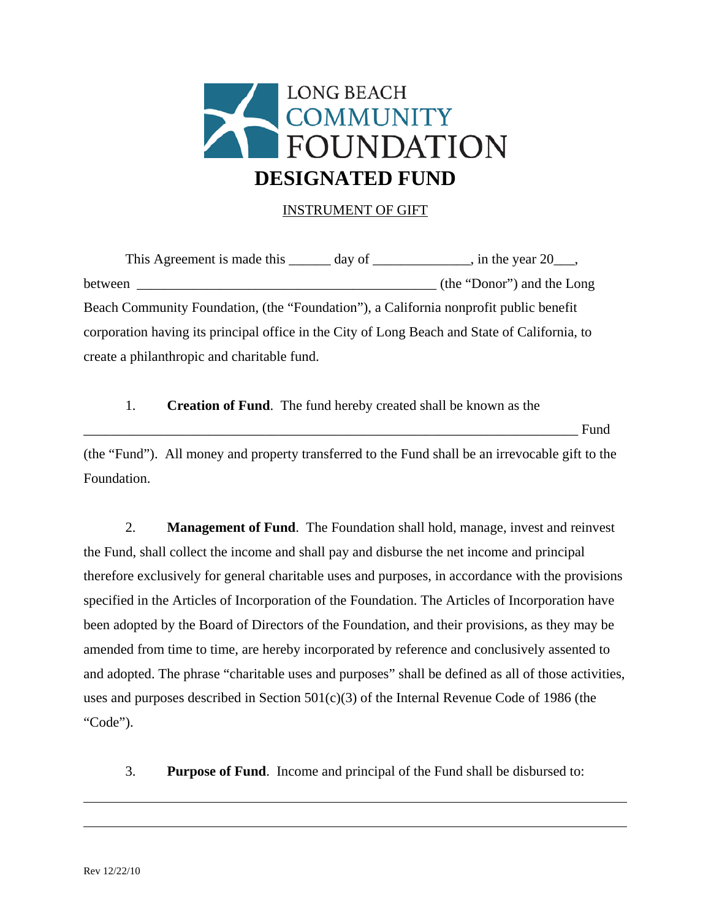LONG BEACH COMMUNITY FOUNDATION

# DESIGNATED FUND

INSTRUMENT OF GIFT

This Agreement is made this ______ day of ______________, in the year 20___, between ____________________________________________ (the "Donor") and the Long Beach Community Foundation, (the "Foundation"), a California nonprofit public benefit corporation having its principal office in the City of Long Beach and State of California, to create a philanthropic and charitable fund.

1. **Creation of Fund**. The fund hereby created shall be known as the ________________________________________________________________________ Fund (the "Fund"). All money and property transferred to the Fund shall be an irrevocable gift to the Foundation.

2. **Management of Fund**. The Foundation shall hold, manage, invest and reinvest the Fund, shall collect the income and shall pay and disburse the net income and principal therefore exclusively for general charitable uses and purposes, in accordance with the provisions specified in the Articles of Incorporation of the Foundation. The Articles of Incorporation have been adopted by the Board of Directors of the Foundation, and their provisions, as they may be amended from time to time, are hereby incorporated by reference and conclusively assented to and adopted. The phrase "charitable uses and purposes" shall be defined as all of those activities, uses and purposes described in Section 501(c)(3) of the Internal Revenue Code of 1986 (the "Code").

3. **Purpose of Fund**. Income and principal of the Fund shall be disbursed to:

________________________________________________________________________

________________________________________________________________________

Rev 12/22/10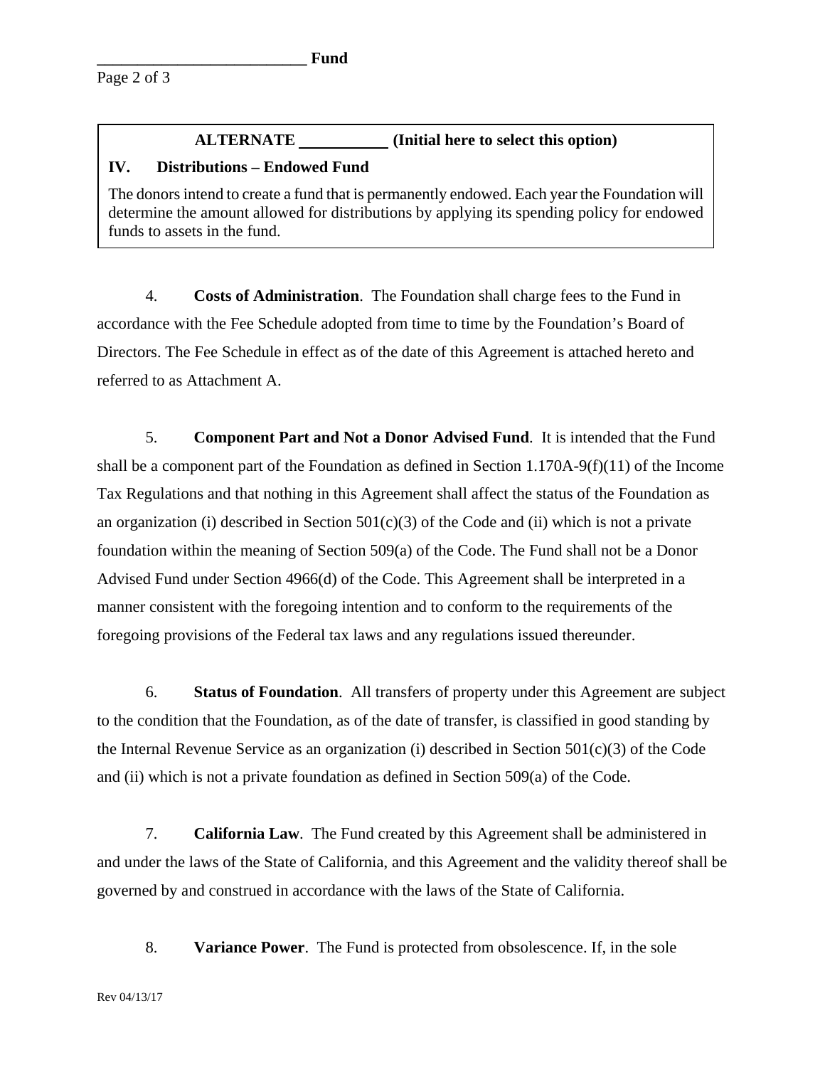**ALTERNATE ___________ (Initial here to select this option)**

**IV. Distributions – Endowed Fund**

The donors intend to create a fund that is permanently endowed. Each year the Foundation will determine the amount allowed for distributions by applying its spending policy for endowed funds to assets in the fund.

4. **Costs of Administration**. The Foundation shall charge fees to the Fund in accordance with the Fee Schedule adopted from time to time by the Foundation's Board of Directors. The Fee Schedule in effect as of the date of this Agreement is attached hereto and referred to as Attachment A.

5. **Component Part and Not a Donor Advised Fund**. It is intended that the Fund shall be a component part of the Foundation as defined in Section 1.170A-9(f)(11) of the Income Tax Regulations and that nothing in this Agreement shall affect the status of the Foundation as an organization (i) described in Section 501(c)(3) of the Code and (ii) which is not a private foundation within the meaning of Section 509(a) of the Code. The Fund shall not be a Donor Advised Fund under Section 4966(d) of the Code. This Agreement shall be interpreted in a manner consistent with the foregoing intention and to conform to the requirements of the foregoing provisions of the Federal tax laws and any regulations issued thereunder.

6. **Status of Foundation**. All transfers of property under this Agreement are subject to the condition that the Foundation, as of the date of transfer, is classified in good standing by the Internal Revenue Service as an organization (i) described in Section 501(c)(3) of the Code and (ii) which is not a private foundation as defined in Section 509(a) of the Code.

7. **California Law**. The Fund created by this Agreement shall be administered in and under the laws of the State of California, and this Agreement and the validity thereof shall be governed by and construed in accordance with the laws of the State of California.

8. **Variance Power**. The Fund is protected from obsolescence. If, in the sole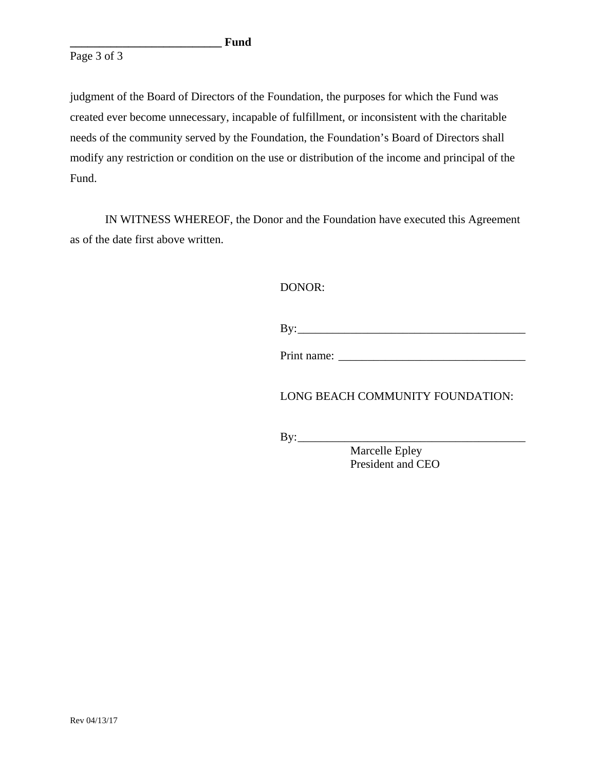judgment of the Board of Directors of the Foundation, the purposes for which the Fund was created ever become unnecessary, incapable of fulfillment, or inconsistent with the charitable needs of the community served by the Foundation, the Foundation's Board of Directors shall modify any restriction or condition on the use or distribution of the income and principal of the Fund.

IN WITNESS WHEREOF, the Donor and the Foundation have executed this Agreement as of the date first above written.

DONOR:

By:________________________________________

Print name: ________________________________

LONG BEACH COMMUNITY FOUNDATION:

By:________________________________________
Marcelle Epley
President and CEO

Rev 04/13/17